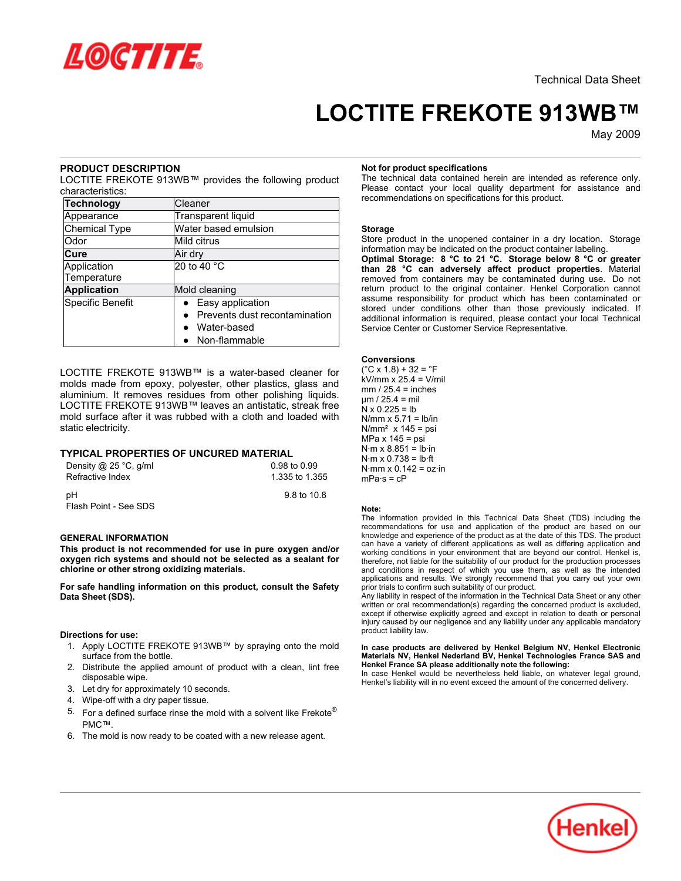Technical Data Sheet

# LOCTITE FREKOTE 913WB™

May 2009

## PRODUCT DESCRIPTION

LOCTITE FREKOTE 913WB™ provides the following product characteristics:

| | |
|---|---|
| **Technology** | Cleaner |
| Appearance | Transparent liquid |
| Chemical Type | Water based emulsion |
| Odor | Mild citrus |
| **Cure** | Air dry |
| Application Temperature | 20 to 40 °C |
| **Application** | Mold cleaning |
| Specific Benefit | • Easy application<br>• Prevents dust recontamination<br>• Water-based<br>• Non-flammable |

LOCTITE FREKOTE 913WB™ is a water-based cleaner for molds made from epoxy, polyester, other plastics, glass and aluminium. It removes residues from other polishing liquids. LOCTITE FREKOTE 913WB™ leaves an antistatic, streak free mold surface after it was rubbed with a cloth and loaded with static electricity.

## TYPICAL PROPERTIES OF UNCURED MATERIAL

| | |
|---|---|
| Density @ 25 °C, g/ml | 0.98 to 0.99 |
| Refractive Index | 1.335 to 1.355 |
| pH | 9.8 to 10.8 |
| Flash Point - See SDS | |

## GENERAL INFORMATION

**This product is not recommended for use in pure oxygen and/or oxygen rich systems and should not be selected as a sealant for chlorine or other strong oxidizing materials.**

**For safe handling information on this product, consult the Safety Data Sheet (SDS).**

### Directions for use:

1. Apply LOCTITE FREKOTE 913WB™ by spraying onto the mold surface from the bottle.
2. Distribute the applied amount of product with a clean, lint free disposable wipe.
3. Let dry for approximately 10 seconds.
4. Wipe-off with a dry paper tissue.
5. For a defined surface rinse the mold with a solvent like Frekote® PMC™.
6. The mold is now ready to be coated with a new release agent.

### Not for product specifications

The technical data contained herein are intended as reference only. Please contact your local quality department for assistance and recommendations on specifications for this product.

### Storage

Store product in the unopened container in a dry location. Storage information may be indicated on the product container labeling.

**Optimal Storage: 8 °C to 21 °C. Storage below 8 °C or greater than 28 °C can adversely affect product properties**. Material removed from containers may be contaminated during use. Do not return product to the original container. Henkel Corporation cannot assume responsibility for product which has been contaminated or stored under conditions other than those previously indicated. If additional information is required, please contact your local Technical Service Center or Customer Service Representative.

### Conversions

(°C x 1.8) + 32 = °F
kV/mm x 25.4 = V/mil
mm / 25.4 = inches
µm / 25.4 = mil
N x 0.225 = lb
N/mm x 5.71 = lb/in
N/mm² x 145 = psi
MPa x 145 = psi
N·m x 8.851 = lb·in
N·m x 0.738 = lb·ft
N·mm x 0.142 = oz·in
mPa·s = cP

### Note:

The information provided in this Technical Data Sheet (TDS) including the recommendations for use and application of the product are based on our knowledge and experience of the product as at the date of this TDS. The product can have a variety of different applications as well as differing application and working conditions in your environment that are beyond our control. Henkel is, therefore, not liable for the suitability of our product for the production processes and conditions in respect of which you use them, as well as the intended applications and results. We strongly recommend that you carry out your own prior trials to confirm such suitability of our product.

Any liability in respect of the information in the Technical Data Sheet or any other written or oral recommendation(s) regarding the concerned product is excluded, except if otherwise explicitly agreed and except in relation to death or personal injury caused by our negligence and any liability under any applicable mandatory product liability law.

**In case products are delivered by Henkel Belgium NV, Henkel Electronic Materials NV, Henkel Nederland BV, Henkel Technologies France SAS and Henkel France SA please additionally note the following:**

In case Henkel would be nevertheless held liable, on whatever legal ground, Henkel's liability will in no event exceed the amount of the concerned delivery.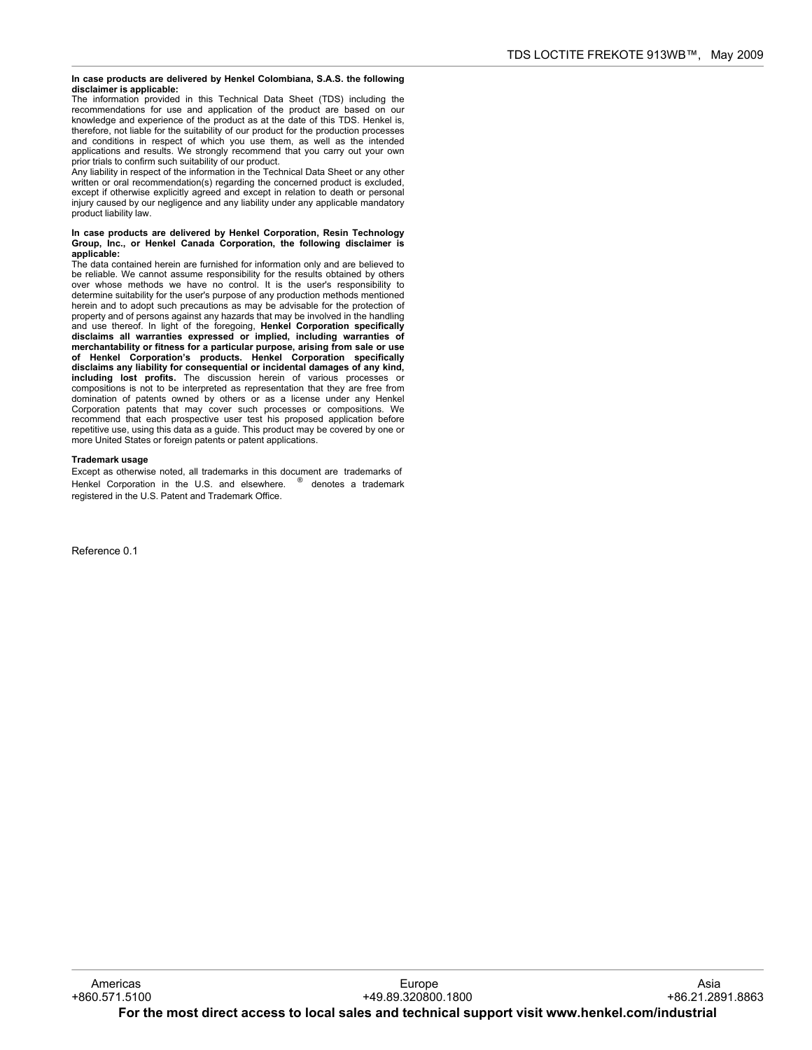**In case products are delivered by Henkel Colombiana, S.A.S. the following disclaimer is applicable:**

The information provided in this Technical Data Sheet (TDS) including the recommendations for use and application of the product are based on our knowledge and experience of the product as at the date of this TDS. Henkel is, therefore, not liable for the suitability of our product for the production processes and conditions in respect of which you use them, as well as the intended applications and results. We strongly recommend that you carry out your own prior trials to confirm such suitability of our product.

Any liability in respect of the information in the Technical Data Sheet or any other written or oral recommendation(s) regarding the concerned product is excluded, except if otherwise explicitly agreed and except in relation to death or personal injury caused by our negligence and any liability under any applicable mandatory product liability law.

**In case products are delivered by Henkel Corporation, Resin Technology Group, Inc., or Henkel Canada Corporation, the following disclaimer is applicable:**

The data contained herein are furnished for information only and are believed to be reliable. We cannot assume responsibility for the results obtained by others over whose methods we have no control. It is the user's responsibility to determine suitability for the user's purpose of any production methods mentioned herein and to adopt such precautions as may be advisable for the protection of property and of persons against any hazards that may be involved in the handling and use thereof. In light of the foregoing, **Henkel Corporation specifically disclaims all warranties expressed or implied, including warranties of merchantability or fitness for a particular purpose, arising from sale or use of Henkel Corporation's products. Henkel Corporation specifically disclaims any liability for consequential or incidental damages of any kind, including lost profits.** The discussion herein of various processes or compositions is not to be interpreted as representation that they are free from domination of patents owned by others or as a license under any Henkel Corporation patents that may cover such processes or compositions. We recommend that each prospective user test his proposed application before repetitive use, using this data as a guide. This product may be covered by one or more United States or foreign patents or patent applications.

**Trademark usage**

Except as otherwise noted, all trademarks in this document are trademarks of Henkel Corporation in the U.S. and elsewhere. ® denotes a trademark registered in the U.S. Patent and Trademark Office.

Reference 0.1

Americas +860.571.5100 | Europe +49.89.320800.1800 | Asia +86.21.2891.8863

**For the most direct access to local sales and technical support visit www.henkel.com/industrial**